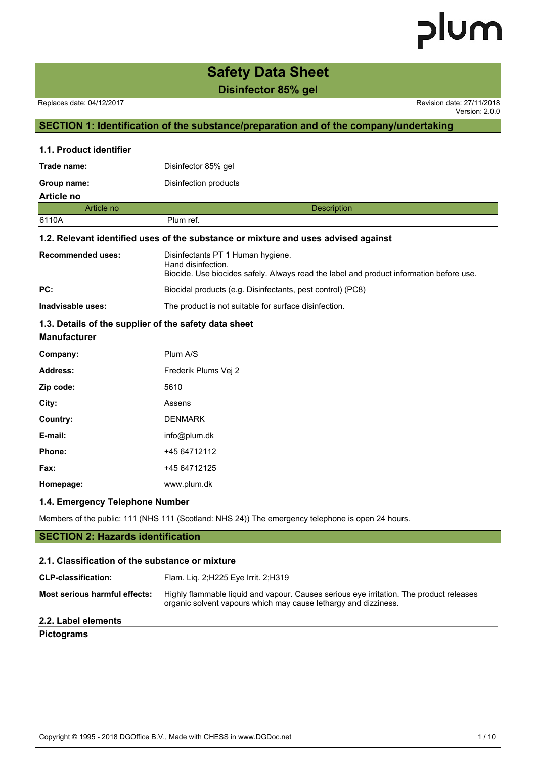plum

# Safety Data Sheet

## Disinfector 85% gel

Replaces date: 04/12/2017

Revision date: 27/11/2018
Version: 2.0.0

## SECTION 1: Identification of the substance/preparation and of the company/undertaking

### 1.1. Product identifier

**Trade name:** Disinfector 85% gel

**Group name:** Disinfection products

**Article no**

| Article no | Description |
|---|---|
| 6110A | Plum ref. |

### 1.2. Relevant identified uses of the substance or mixture and uses advised against

**Recommended uses:** Disinfectants PT 1 Human hygiene.
Hand disinfection.
Biocide. Use biocides safely. Always read the label and product information before use.

**PC:** Biocidal products (e.g. Disinfectants, pest control) (PC8)

**Inadvisable uses:** The product is not suitable for surface disinfection.

### 1.3. Details of the supplier of the safety data sheet

**Manufacturer**

**Company:** Plum A/S

**Address:** Frederik Plums Vej 2

**Zip code:** 5610

**City:** Assens

**Country:** DENMARK

**E-mail:** info@plum.dk

**Phone:** +45 64712112

**Fax:** +45 64712125

**Homepage:** www.plum.dk

### 1.4. Emergency Telephone Number

Members of the public: 111 (NHS 111 (Scotland: NHS 24)) The emergency telephone is open 24 hours.

## SECTION 2: Hazards identification

### 2.1. Classification of the substance or mixture

**CLP-classification:** Flam. Liq. 2;H225 Eye Irrit. 2;H319

**Most serious harmful effects:** Highly flammable liquid and vapour. Causes serious eye irritation. The product releases organic solvent vapours which may cause lethargy and dizziness.

### 2.2. Label elements

**Pictograms**

Copyright © 1995 - 2018 DGOffice B.V., Made with CHESS in www.DGDoc.net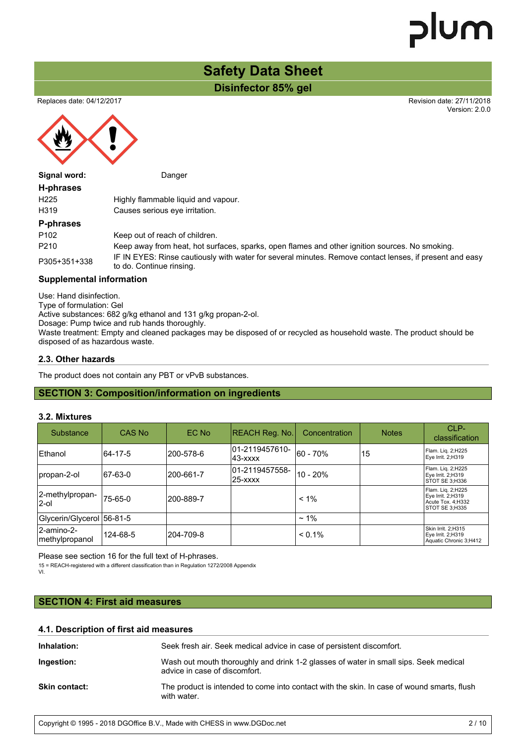# Safety Data Sheet

## Disinfector 85% gel

Replaces date: 04/12/2017

Revision date: 27/11/2018
Version: 2.0.0

**Signal word:** Danger

### H-phrases

| | |
|---|---|
| H225 | Highly flammable liquid and vapour. |
| H319 | Causes serious eye irritation. |

### P-phrases

| | |
|---|---|
| P102 | Keep out of reach of children. |
| P210 | Keep away from heat, hot surfaces, sparks, open flames and other ignition sources. No smoking. |
| P305+351+338 | IF IN EYES: Rinse cautiously with water for several minutes. Remove contact lenses, if present and easy to do. Continue rinsing. |

### Supplemental information

Use: Hand disinfection.
Type of formulation: Gel
Active substances: 682 g/kg ethanol and 131 g/kg propan-2-ol.
Dosage: Pump twice and rub hands thoroughly.
Waste treatment: Empty and cleaned packages may be disposed of or recycled as household waste. The product should be disposed of as hazardous waste.

### 2.3. Other hazards

The product does not contain any PBT or vPvB substances.

## SECTION 3: Composition/information on ingredients

### 3.2. Mixtures

| Substance | CAS No | EC No | REACH Reg. No. | Concentration | Notes | CLP-classification |
|---|---|---|---|---|---|---|
| Ethanol | 64-17-5 | 200-578-6 | 01-2119457610-43-xxxx | 60 - 70% | 15 | Flam. Liq. 2;H225 Eye Irrit. 2;H319 |
| propan-2-ol | 67-63-0 | 200-661-7 | 01-2119457558-25-xxxx | 10 - 20% | | Flam. Liq. 2;H225 Eye Irrit. 2;H319 STOT SE 3;H336 |
| 2-methylpropan-2-ol | 75-65-0 | 200-889-7 | | < 1% | | Flam. Liq. 2;H225 Eye Irrit. 2;H319 Acute Tox. 4;H332 STOT SE 3;H335 |
| Glycerin/Glycerol | 56-81-5 | | | ~ 1% | | |
| 2-amino-2-methylpropanol | 124-68-5 | 204-709-8 | | < 0.1% | | Skin Irrit. 2;H315 Eye Irrit. 2;H319 Aquatic Chronic 3;H412 |

Please see section 16 for the full text of H-phrases.

15 = REACH-registered with a different classification than in Regulation 1272/2008 Appendix VI.

## SECTION 4: First aid measures

### 4.1. Description of first aid measures

| | |
|---|---|
| **Inhalation:** | Seek fresh air. Seek medical advice in case of persistent discomfort. |
| **Ingestion:** | Wash out mouth thoroughly and drink 1-2 glasses of water in small sips. Seek medical advice in case of discomfort. |
| **Skin contact:** | The product is intended to come into contact with the skin. In case of wound smarts, flush with water. |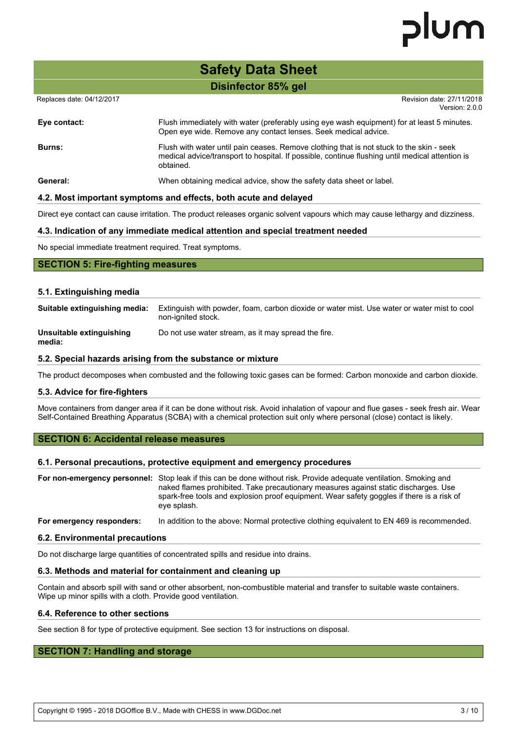**Eye contact:** Flush immediately with water (preferably using eye wash equipment) for at least 5 minutes. Open eye wide. Remove any contact lenses. Seek medical advice.

**Burns:** Flush with water until pain ceases. Remove clothing that is not stuck to the skin - seek medical advice/transport to hospital. If possible, continue flushing until medical attention is obtained.

**General:** When obtaining medical advice, show the safety data sheet or label.

### 4.2. Most important symptoms and effects, both acute and delayed

Direct eye contact can cause irritation. The product releases organic solvent vapours which may cause lethargy and dizziness.

### 4.3. Indication of any immediate medical attention and special treatment needed

No special immediate treatment required. Treat symptoms.

## SECTION 5: Fire-fighting measures

### 5.1. Extinguishing media

**Suitable extinguishing media:** Extinguish with powder, foam, carbon dioxide or water mist. Use water or water mist to cool non-ignited stock.

**Unsuitable extinguishing media:** Do not use water stream, as it may spread the fire.

### 5.2. Special hazards arising from the substance or mixture

The product decomposes when combusted and the following toxic gases can be formed: Carbon monoxide and carbon dioxide.

### 5.3. Advice for fire-fighters

Move containers from danger area if it can be done without risk. Avoid inhalation of vapour and flue gases - seek fresh air. Wear Self-Contained Breathing Apparatus (SCBA) with a chemical protection suit only where personal (close) contact is likely.

## SECTION 6: Accidental release measures

### 6.1. Personal precautions, protective equipment and emergency procedures

**For non-emergency personnel:** Stop leak if this can be done without risk. Provide adequate ventilation. Smoking and naked flames prohibited. Take precautionary measures against static discharges. Use spark-free tools and explosion proof equipment. Wear safety goggles if there is a risk of eye splash.

**For emergency responders:** In addition to the above: Normal protective clothing equivalent to EN 469 is recommended.

### 6.2. Environmental precautions

Do not discharge large quantities of concentrated spills and residue into drains.

### 6.3. Methods and material for containment and cleaning up

Contain and absorb spill with sand or other absorbent, non-combustible material and transfer to suitable waste containers. Wipe up minor spills with a cloth. Provide good ventilation.

### 6.4. Reference to other sections

See section 8 for type of protective equipment. See section 13 for instructions on disposal.

## SECTION 7: Handling and storage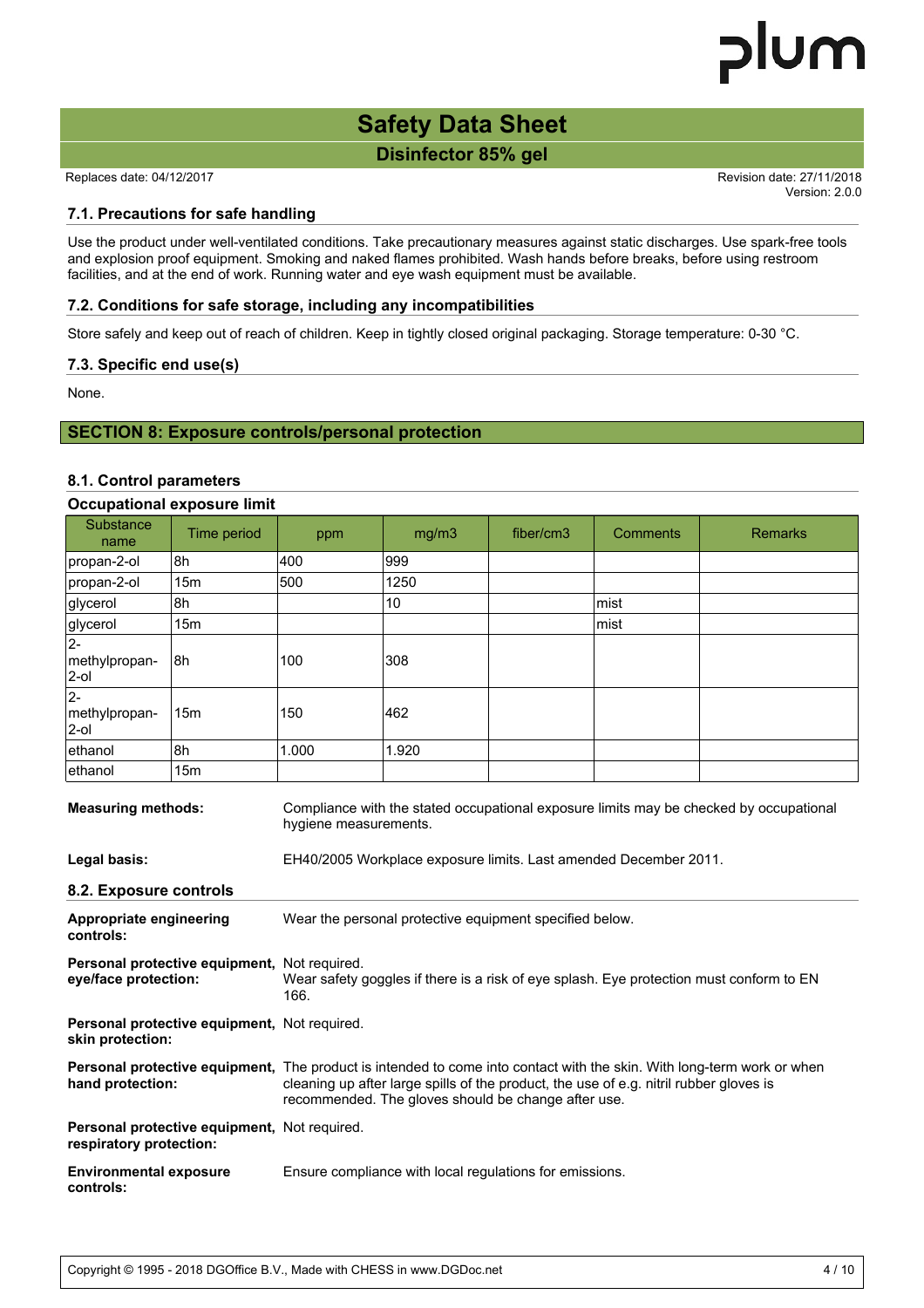### 7.1. Precautions for safe handling

Use the product under well-ventilated conditions. Take precautionary measures against static discharges. Use spark-free tools and explosion proof equipment. Smoking and naked flames prohibited. Wash hands before breaks, before using restroom facilities, and at the end of work. Running water and eye wash equipment must be available.

### 7.2. Conditions for safe storage, including any incompatibilities

Store safely and keep out of reach of children. Keep in tightly closed original packaging. Storage temperature: 0-30 °C.

### 7.3. Specific end use(s)

None.

## SECTION 8: Exposure controls/personal protection

### 8.1. Control parameters

**Occupational exposure limit**

| Substance name | Time period | ppm | mg/m3 | fiber/cm3 | Comments | Remarks |
|---|---|---|---|---|---|---|
| propan-2-ol | 8h | 400 | 999 | | | |
| propan-2-ol | 15m | 500 | 1250 | | | |
| glycerol | 8h | | 10 | | mist | |
| glycerol | 15m | | | | mist | |
| 2-methylpropan-2-ol | 8h | 100 | 308 | | | |
| 2-methylpropan-2-ol | 15m | 150 | 462 | | | |
| ethanol | 8h | 1.000 | 1.920 | | | |
| ethanol | 15m | | | | | |

**Measuring methods:** Compliance with the stated occupational exposure limits may be checked by occupational hygiene measurements.

**Legal basis:** EH40/2005 Workplace exposure limits. Last amended December 2011.

### 8.2. Exposure controls

**Appropriate engineering controls:** Wear the personal protective equipment specified below.

**Personal protective equipment, eye/face protection:** Not required.
Wear safety goggles if there is a risk of eye splash. Eye protection must conform to EN 166.

**Personal protective equipment, skin protection:** Not required.

**Personal protective equipment, hand protection:** The product is intended to come into contact with the skin. With long-term work or when cleaning up after large spills of the product, the use of e.g. nitril rubber gloves is recommended. The gloves should be change after use.

**Personal protective equipment, respiratory protection:** Not required.

**Environmental exposure controls:** Ensure compliance with local regulations for emissions.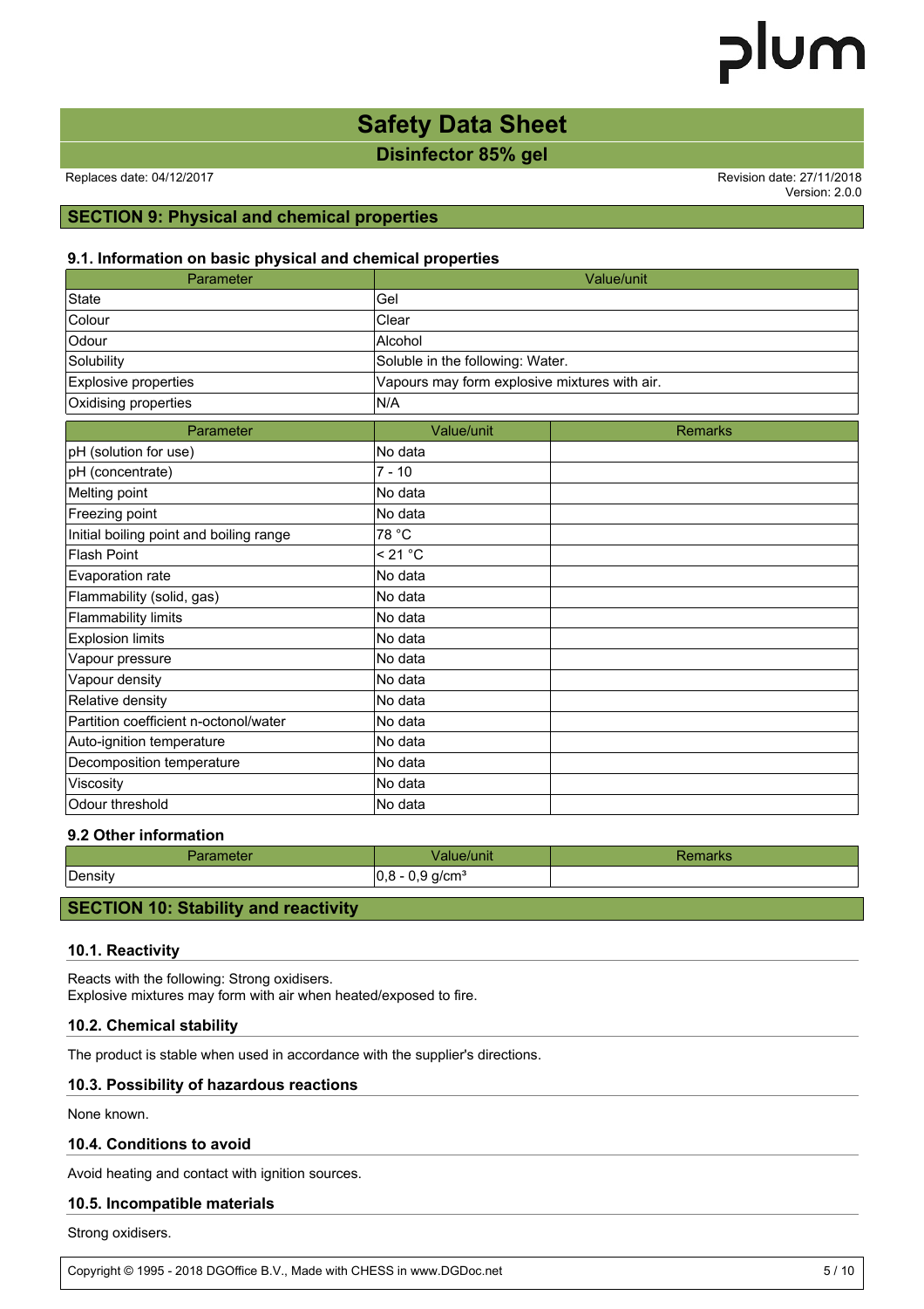# Safety Data Sheet

## Disinfector 85% gel

Replaces date: 04/12/2017

Revision date: 27/11/2018
Version: 2.0.0

## SECTION 9: Physical and chemical properties

### 9.1. Information on basic physical and chemical properties

| Parameter | Value/unit |
|---|---|
| State | Gel |
| Colour | Clear |
| Odour | Alcohol |
| Solubility | Soluble in the following: Water. |
| Explosive properties | Vapours may form explosive mixtures with air. |
| Oxidising properties | N/A |

| Parameter | Value/unit | Remarks |
|---|---|---|
| pH (solution for use) | No data | |
| pH (concentrate) | 7 - 10 | |
| Melting point | No data | |
| Freezing point | No data | |
| Initial boiling point and boiling range | 78 °C | |
| Flash Point | < 21 °C | |
| Evaporation rate | No data | |
| Flammability (solid, gas) | No data | |
| Flammability limits | No data | |
| Explosion limits | No data | |
| Vapour pressure | No data | |
| Vapour density | No data | |
| Relative density | No data | |
| Partition coefficient n-octonol/water | No data | |
| Auto-ignition temperature | No data | |
| Decomposition temperature | No data | |
| Viscosity | No data | |
| Odour threshold | No data | |

### 9.2 Other information

| Parameter | Value/unit | Remarks |
|---|---|---|
| Density | 0,8 - 0,9 g/cm³ | |

## SECTION 10: Stability and reactivity

### 10.1. Reactivity

Reacts with the following: Strong oxidisers.
Explosive mixtures may form with air when heated/exposed to fire.

### 10.2. Chemical stability

The product is stable when used in accordance with the supplier's directions.

### 10.3. Possibility of hazardous reactions

None known.

### 10.4. Conditions to avoid

Avoid heating and contact with ignition sources.

### 10.5. Incompatible materials

Strong oxidisers.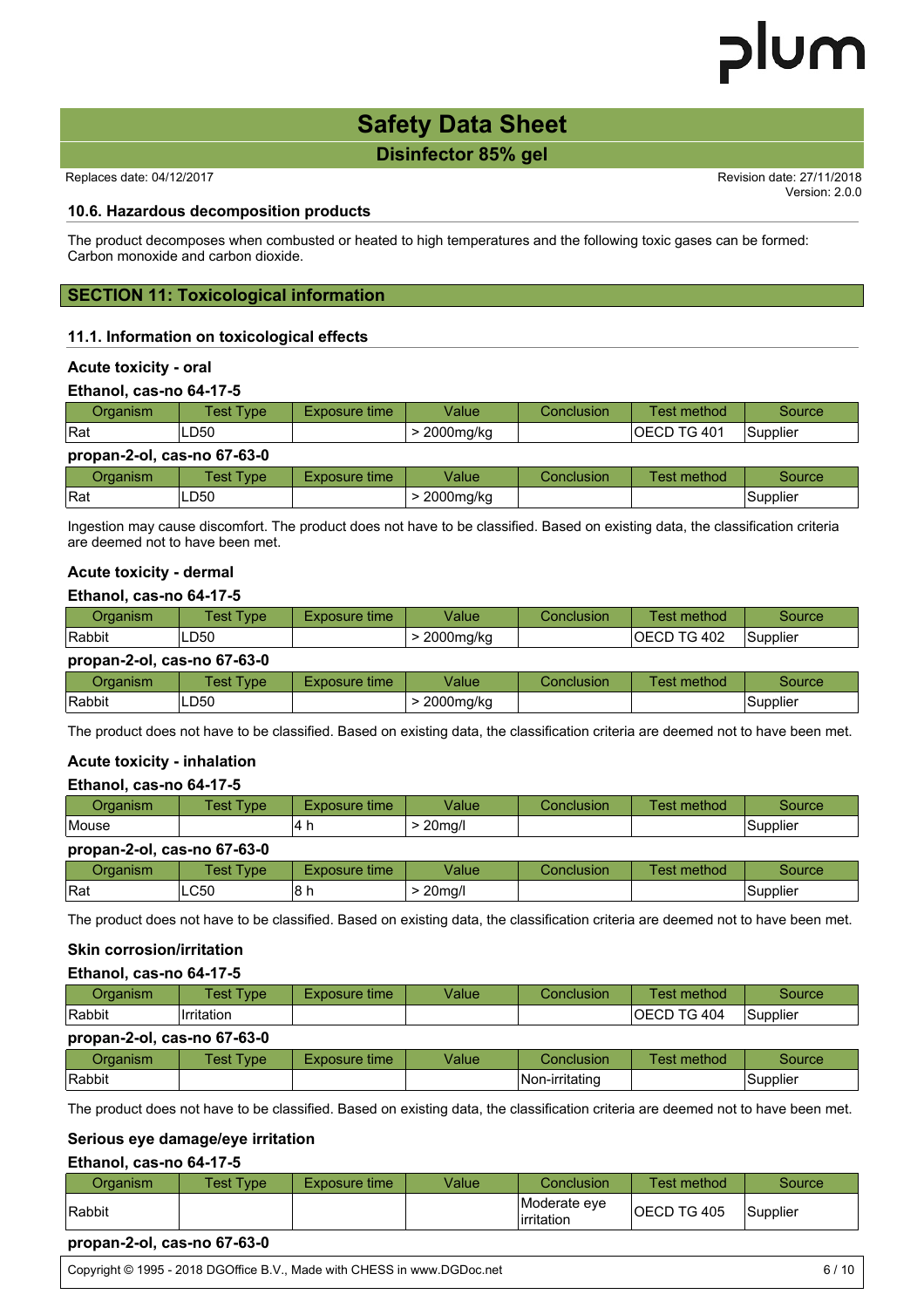### 10.6. Hazardous decomposition products

The product decomposes when combusted or heated to high temperatures and the following toxic gases can be formed: Carbon monoxide and carbon dioxide.

## SECTION 11: Toxicological information

### 11.1. Information on toxicological effects

#### Acute toxicity - oral

**Ethanol, cas-no 64-17-5**

| Organism | Test Type | Exposure time | Value | Conclusion | Test method | Source |
|---|---|---|---|---|---|---|
| Rat | LD50 | | > 2000mg/kg | | OECD TG 401 | Supplier |

**propan-2-ol, cas-no 67-63-0**

| Organism | Test Type | Exposure time | Value | Conclusion | Test method | Source |
|---|---|---|---|---|---|---|
| Rat | LD50 | | > 2000mg/kg | | | Supplier |

Ingestion may cause discomfort. The product does not have to be classified. Based on existing data, the classification criteria are deemed not to have been met.

#### Acute toxicity - dermal

**Ethanol, cas-no 64-17-5**

| Organism | Test Type | Exposure time | Value | Conclusion | Test method | Source |
|---|---|---|---|---|---|---|
| Rabbit | LD50 | | > 2000mg/kg | | OECD TG 402 | Supplier |

**propan-2-ol, cas-no 67-63-0**

| Organism | Test Type | Exposure time | Value | Conclusion | Test method | Source |
|---|---|---|---|---|---|---|
| Rabbit | LD50 | | > 2000mg/kg | | | Supplier |

The product does not have to be classified. Based on existing data, the classification criteria are deemed not to have been met.

#### Acute toxicity - inhalation

**Ethanol, cas-no 64-17-5**

| Organism | Test Type | Exposure time | Value | Conclusion | Test method | Source |
|---|---|---|---|---|---|---|
| Mouse | | 4 h | > 20mg/l | | | Supplier |

**propan-2-ol, cas-no 67-63-0**

| Organism | Test Type | Exposure time | Value | Conclusion | Test method | Source |
|---|---|---|---|---|---|---|
| Rat | LC50 | 8 h | > 20mg/l | | | Supplier |

The product does not have to be classified. Based on existing data, the classification criteria are deemed not to have been met.

#### Skin corrosion/irritation

**Ethanol, cas-no 64-17-5**

| Organism | Test Type | Exposure time | Value | Conclusion | Test method | Source |
|---|---|---|---|---|---|---|
| Rabbit | Irritation | | | | OECD TG 404 | Supplier |

**propan-2-ol, cas-no 67-63-0**

| Organism | Test Type | Exposure time | Value | Conclusion | Test method | Source |
|---|---|---|---|---|---|---|
| Rabbit | | | | Non-irritating | | Supplier |

The product does not have to be classified. Based on existing data, the classification criteria are deemed not to have been met.

#### Serious eye damage/eye irritation

**Ethanol, cas-no 64-17-5**

| Organism | Test Type | Exposure time | Value | Conclusion | Test method | Source |
|---|---|---|---|---|---|---|
| Rabbit | | | | Moderate eye irritation | OECD TG 405 | Supplier |

**propan-2-ol, cas-no 67-63-0**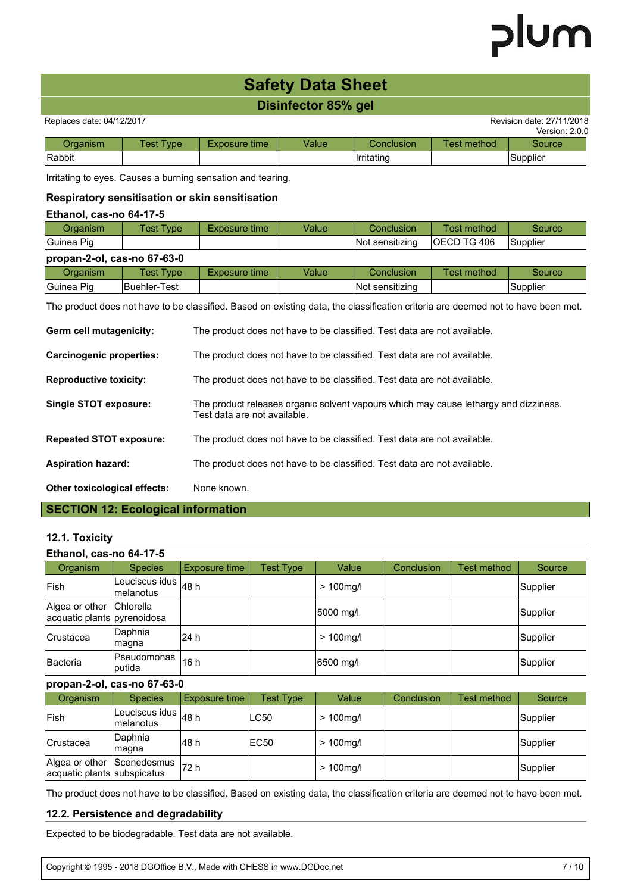| Organism | Test Type | Exposure time | Value | Conclusion | Test method | Source |
|---|---|---|---|---|---|---|
| Rabbit | | | | Irritating | | Supplier |

Irritating to eyes. Causes a burning sensation and tearing.

### Respiratory sensitisation or skin sensitisation

**Ethanol, cas-no 64-17-5**

| Organism | Test Type | Exposure time | Value | Conclusion | Test method | Source |
|---|---|---|---|---|---|---|
| Guinea Pig | | | | Not sensitizing | OECD TG 406 | Supplier |

**propan-2-ol, cas-no 67-63-0**

| Organism | Test Type | Exposure time | Value | Conclusion | Test method | Source |
|---|---|---|---|---|---|---|
| Guinea Pig | Buehler-Test | | | Not sensitizing | | Supplier |

The product does not have to be classified. Based on existing data, the classification criteria are deemed not to have been met.

**Germ cell mutagenicity:** The product does not have to be classified. Test data are not available.

**Carcinogenic properties:** The product does not have to be classified. Test data are not available.

**Reproductive toxicity:** The product does not have to be classified. Test data are not available.

**Single STOT exposure:** The product releases organic solvent vapours which may cause lethargy and dizziness. Test data are not available.

**Repeated STOT exposure:** The product does not have to be classified. Test data are not available.

**Aspiration hazard:** The product does not have to be classified. Test data are not available.

**Other toxicological effects:** None known.

## SECTION 12: Ecological information

### 12.1. Toxicity

**Ethanol, cas-no 64-17-5**

| Organism | Species | Exposure time | Test Type | Value | Conclusion | Test method | Source |
|---|---|---|---|---|---|---|---|
| Fish | Leuciscus idus melanotus | 48 h | | > 100mg/l | | | Supplier |
| Algea or other acquatic plants | Chlorella pyrenoidosa | | | 5000 mg/l | | | Supplier |
| Crustacea | Daphnia magna | 24 h | | > 100mg/l | | | Supplier |
| Bacteria | Pseudomonas putida | 16 h | | 6500 mg/l | | | Supplier |

**propan-2-ol, cas-no 67-63-0**

| Organism | Species | Exposure time | Test Type | Value | Conclusion | Test method | Source |
|---|---|---|---|---|---|---|---|
| Fish | Leuciscus idus melanotus | 48 h | LC50 | > 100mg/l | | | Supplier |
| Crustacea | Daphnia magna | 48 h | EC50 | > 100mg/l | | | Supplier |
| Algea or other acquatic plants | Scenedesmus subspicatus | 72 h | | > 100mg/l | | | Supplier |

The product does not have to be classified. Based on existing data, the classification criteria are deemed not to have been met.

### 12.2. Persistence and degradability

Expected to be biodegradable. Test data are not available.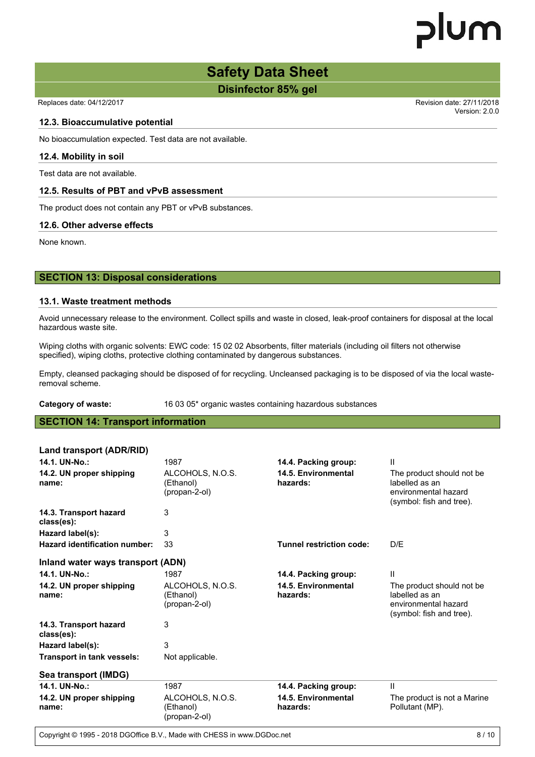### 12.3. Bioaccumulative potential

No bioaccumulation expected. Test data are not available.

### 12.4. Mobility in soil

Test data are not available.

### 12.5. Results of PBT and vPvB assessment

The product does not contain any PBT or vPvB substances.

### 12.6. Other adverse effects

None known.

## SECTION 13: Disposal considerations

### 13.1. Waste treatment methods

Avoid unnecessary release to the environment. Collect spills and waste in closed, leak-proof containers for disposal at the local hazardous waste site.

Wiping cloths with organic solvents: EWC code: 15 02 02 Absorbents, filter materials (including oil filters not otherwise specified), wiping cloths, protective clothing contaminated by dangerous substances.

Empty, cleansed packaging should be disposed of for recycling. Uncleansed packaging is to be disposed of via the local waste-removal scheme.

**Category of waste:** 16 03 05* organic wastes containing hazardous substances

## SECTION 14: Transport information

**Land transport (ADR/RID)**

| | | | |
|---|---|---|---|
| **14.1. UN-No.:** | 1987 | **14.4. Packing group:** | II |
| **14.2. UN proper shipping name:** | ALCOHOLS, N.O.S. (Ethanol) (propan-2-ol) | **14.5. Environmental hazards:** | The product should not be labelled as an environmental hazard (symbol: fish and tree). |
| **14.3. Transport hazard class(es):** | 3 | | |
| **Hazard label(s):** | 3 | | |
| **Hazard identification number:** | 33 | **Tunnel restriction code:** | D/E |

**Inland water ways transport (ADN)**

| | | | |
|---|---|---|---|
| **14.1. UN-No.:** | 1987 | **14.4. Packing group:** | II |
| **14.2. UN proper shipping name:** | ALCOHOLS, N.O.S. (Ethanol) (propan-2-ol) | **14.5. Environmental hazards:** | The product should not be labelled as an environmental hazard (symbol: fish and tree). |
| **14.3. Transport hazard class(es):** | 3 | | |
| **Hazard label(s):** | 3 | | |
| **Transport in tank vessels:** | Not applicable. | | |

**Sea transport (IMDG)**

| | | | |
|---|---|---|---|
| **14.1. UN-No.:** | 1987 | **14.4. Packing group:** | II |
| **14.2. UN proper shipping name:** | ALCOHOLS, N.O.S. (Ethanol) (propan-2-ol) | **14.5. Environmental hazards:** | The product is not a Marine Pollutant (MP). |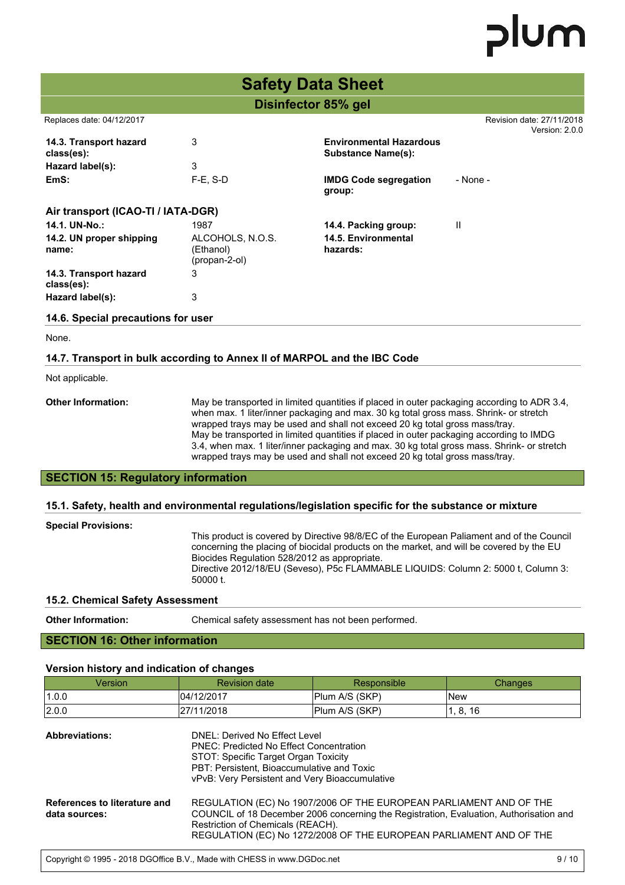| | | | |
|---|---|---|---|
| **14.3. Transport hazard class(es):** | 3 | **Environmental Hazardous Substance Name(s):** | |
| **Hazard label(s):** | 3 | | |
| **EmS:** | F-E, S-D | **IMDG Code segregation group:** | - None - |

### Air transport (ICAO-TI / IATA-DGR)

| | | | |
|---|---|---|---|
| **14.1. UN-No.:** | 1987 | **14.4. Packing group:** | II |
| **14.2. UN proper shipping name:** | ALCOHOLS, N.O.S. (Ethanol) (propan-2-ol) | **14.5. Environmental hazards:** | |
| **14.3. Transport hazard class(es):** | 3 | | |
| **Hazard label(s):** | 3 | | |

### 14.6. Special precautions for user

None.

### 14.7. Transport in bulk according to Annex II of MARPOL and the IBC Code

Not applicable.

**Other Information:**

May be transported in limited quantities if placed in outer packaging according to ADR 3.4, when max. 1 liter/inner packaging and max. 30 kg total gross mass. Shrink- or stretch wrapped trays may be used and shall not exceed 20 kg total gross mass/tray.
May be transported in limited quantities if placed in outer packaging according to IMDG 3.4, when max. 1 liter/inner packaging and max. 30 kg total gross mass. Shrink- or stretch wrapped trays may be used and shall not exceed 20 kg total gross mass/tray.

## SECTION 15: Regulatory information

### 15.1. Safety, health and environmental regulations/legislation specific for the substance or mixture

**Special Provisions:**

This product is covered by Directive 98/8/EC of the European Paliament and of the Council concerning the placing of biocidal products on the market, and will be covered by the EU Biocides Regulation 528/2012 as appropriate.
Directive 2012/18/EU (Seveso), P5c FLAMMABLE LIQUIDS: Column 2: 5000 t, Column 3: 50000 t.

### 15.2. Chemical Safety Assessment

**Other Information:** Chemical safety assessment has not been performed.

## SECTION 16: Other information

### Version history and indication of changes

| Version | Revision date | Responsible | Changes |
|---|---|---|---|
| 1.0.0 | 04/12/2017 | Plum A/S (SKP) | New |
| 2.0.0 | 27/11/2018 | Plum A/S (SKP) | 1, 8, 16 |

**Abbreviations:**

DNEL: Derived No Effect Level
PNEC: Predicted No Effect Concentration
STOT: Specific Target Organ Toxicity
PBT: Persistent, Bioaccumulative and Toxic
vPvB: Very Persistent and Very Bioaccumulative

**References to literature and data sources:**

REGULATION (EC) No 1907/2006 OF THE EUROPEAN PARLIAMENT AND OF THE COUNCIL of 18 December 2006 concerning the Registration, Evaluation, Authorisation and Restriction of Chemicals (REACH).
REGULATION (EC) No 1272/2008 OF THE EUROPEAN PARLIAMENT AND OF THE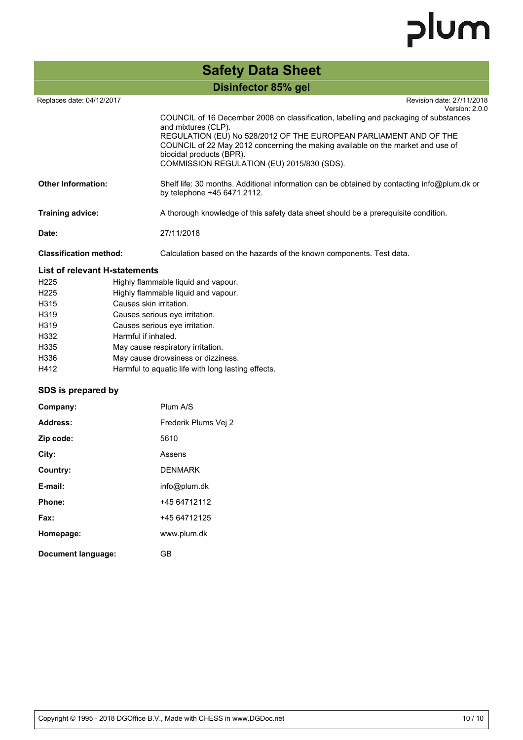COUNCIL of 16 December 2008 on classification, labelling and packaging of substances and mixtures (CLP).
REGULATION (EU) No 528/2012 OF THE EUROPEAN PARLIAMENT AND OF THE COUNCIL of 22 May 2012 concerning the making available on the market and use of biocidal products (BPR).
COMMISSION REGULATION (EU) 2015/830 (SDS).

**Other Information:** Shelf life: 30 months. Additional information can be obtained by contacting info@plum.dk or by telephone +45 6471 2112.

**Training advice:** A thorough knowledge of this safety data sheet should be a prerequisite condition.

**Date:** 27/11/2018

**Classification method:** Calculation based on the hazards of the known components. Test data.

### List of relevant H-statements

| | |
|---|---|
| H225 | Highly flammable liquid and vapour. |
| H225 | Highly flammable liquid and vapour. |
| H315 | Causes skin irritation. |
| H319 | Causes serious eye irritation. |
| H319 | Causes serious eye irritation. |
| H332 | Harmful if inhaled. |
| H335 | May cause respiratory irritation. |
| H336 | May cause drowsiness or dizziness. |
| H412 | Harmful to aquatic life with long lasting effects. |

### SDS is prepared by

| | |
|---|---|
| **Company:** | Plum A/S |
| **Address:** | Frederik Plums Vej 2 |
| **Zip code:** | 5610 |
| **City:** | Assens |
| **Country:** | DENMARK |
| **E-mail:** | info@plum.dk |
| **Phone:** | +45 64712112 |
| **Fax:** | +45 64712125 |
| **Homepage:** | www.plum.dk |
| **Document language:** | GB |